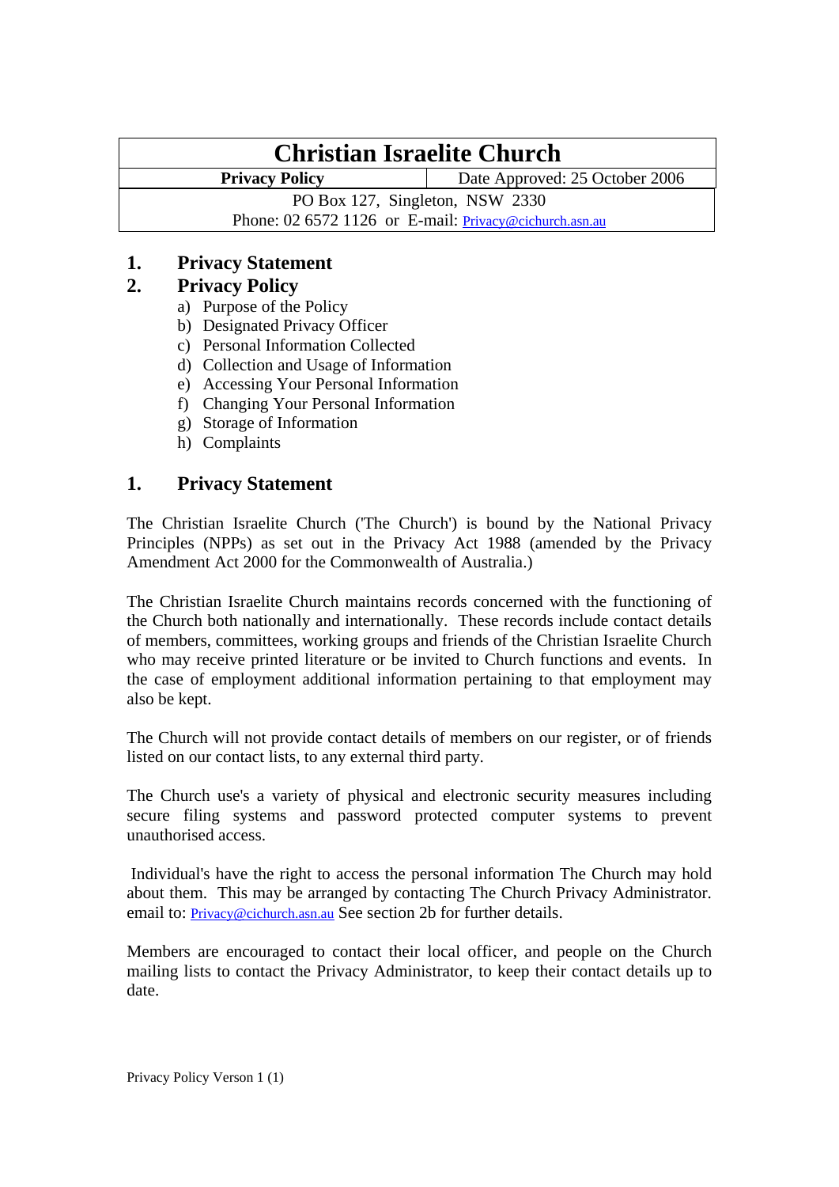| Christian Israelite Church | |
|---|---|
| **Privacy Policy** | Date Approved: 25 October 2006 |
| PO Box 127, Singleton, NSW 2330<br>Phone: 02 6572 1126 or E-mail: Privacy@cichurch.asn.au | |

**1. Privacy Statement**

**2. Privacy Policy**

a) Purpose of the Policy
b) Designated Privacy Officer
c) Personal Information Collected
d) Collection and Usage of Information
e) Accessing Your Personal Information
f) Changing Your Personal Information
g) Storage of Information
h) Complaints

## 1. Privacy Statement

The Christian Israelite Church ('The Church') is bound by the National Privacy Principles (NPPs) as set out in the Privacy Act 1988 (amended by the Privacy Amendment Act 2000 for the Commonwealth of Australia.)

The Christian Israelite Church maintains records concerned with the functioning of the Church both nationally and internationally. These records include contact details of members, committees, working groups and friends of the Christian Israelite Church who may receive printed literature or be invited to Church functions and events. In the case of employment additional information pertaining to that employment may also be kept.

The Church will not provide contact details of members on our register, or of friends listed on our contact lists, to any external third party.

The Church use's a variety of physical and electronic security measures including secure filing systems and password protected computer systems to prevent unauthorised access.

Individual's have the right to access the personal information The Church may hold about them. This may be arranged by contacting The Church Privacy Administrator. email to: Privacy@cichurch.asn.au See section 2b for further details.

Members are encouraged to contact their local officer, and people on the Church mailing lists to contact the Privacy Administrator, to keep their contact details up to date.

Privacy Policy Verson 1 (1)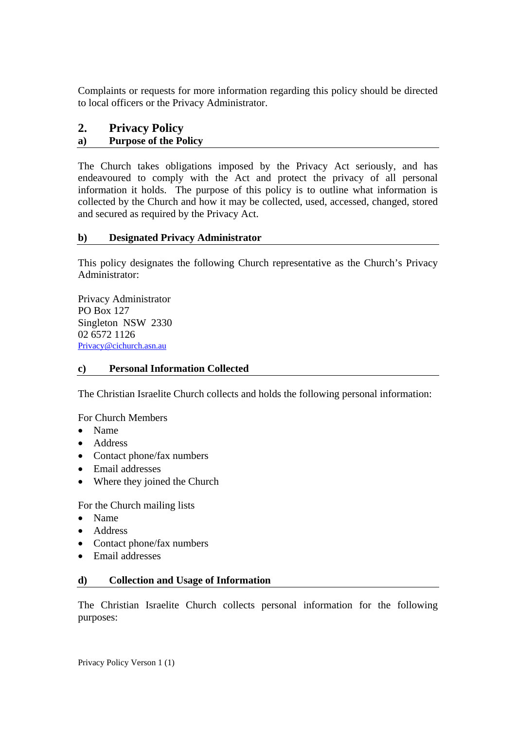Complaints or requests for more information regarding this policy should be directed to local officers or the Privacy Administrator.

## 2. Privacy Policy

### a) Purpose of the Policy

The Church takes obligations imposed by the Privacy Act seriously, and has endeavoured to comply with the Act and protect the privacy of all personal information it holds. The purpose of this policy is to outline what information is collected by the Church and how it may be collected, used, accessed, changed, stored and secured as required by the Privacy Act.

### b) Designated Privacy Administrator

This policy designates the following Church representative as the Church's Privacy Administrator:

Privacy Administrator
PO Box 127
Singleton NSW 2330
02 6572 1126
Privacy@cichurch.asn.au

### c) Personal Information Collected

The Christian Israelite Church collects and holds the following personal information:

For Church Members

- Name
- Address
- Contact phone/fax numbers
- Email addresses
- Where they joined the Church

For the Church mailing lists

- Name
- Address
- Contact phone/fax numbers
- Email addresses

### d) Collection and Usage of Information

The Christian Israelite Church collects personal information for the following purposes: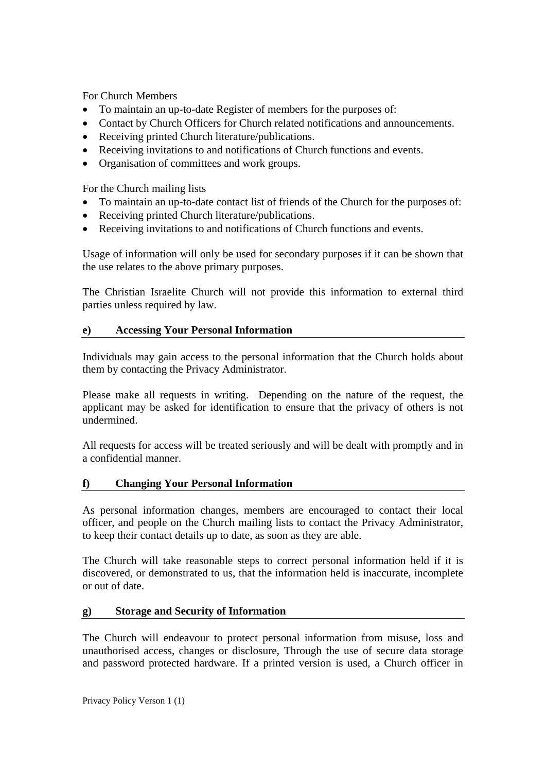For Church Members

- To maintain an up-to-date Register of members for the purposes of:
- Contact by Church Officers for Church related notifications and announcements.
- Receiving printed Church literature/publications.
- Receiving invitations to and notifications of Church functions and events.
- Organisation of committees and work groups.

For the Church mailing lists

- To maintain an up-to-date contact list of friends of the Church for the purposes of:
- Receiving printed Church literature/publications.
- Receiving invitations to and notifications of Church functions and events.

Usage of information will only be used for secondary purposes if it can be shown that the use relates to the above primary purposes.

The Christian Israelite Church will not provide this information to external third parties unless required by law.

## e) Accessing Your Personal Information

Individuals may gain access to the personal information that the Church holds about them by contacting the Privacy Administrator.

Please make all requests in writing. Depending on the nature of the request, the applicant may be asked for identification to ensure that the privacy of others is not undermined.

All requests for access will be treated seriously and will be dealt with promptly and in a confidential manner.

## f) Changing Your Personal Information

As personal information changes, members are encouraged to contact their local officer, and people on the Church mailing lists to contact the Privacy Administrator, to keep their contact details up to date, as soon as they are able.

The Church will take reasonable steps to correct personal information held if it is discovered, or demonstrated to us, that the information held is inaccurate, incomplete or out of date.

## g) Storage and Security of Information

The Church will endeavour to protect personal information from misuse, loss and unauthorised access, changes or disclosure, Through the use of secure data storage and password protected hardware. If a printed version is used, a Church officer in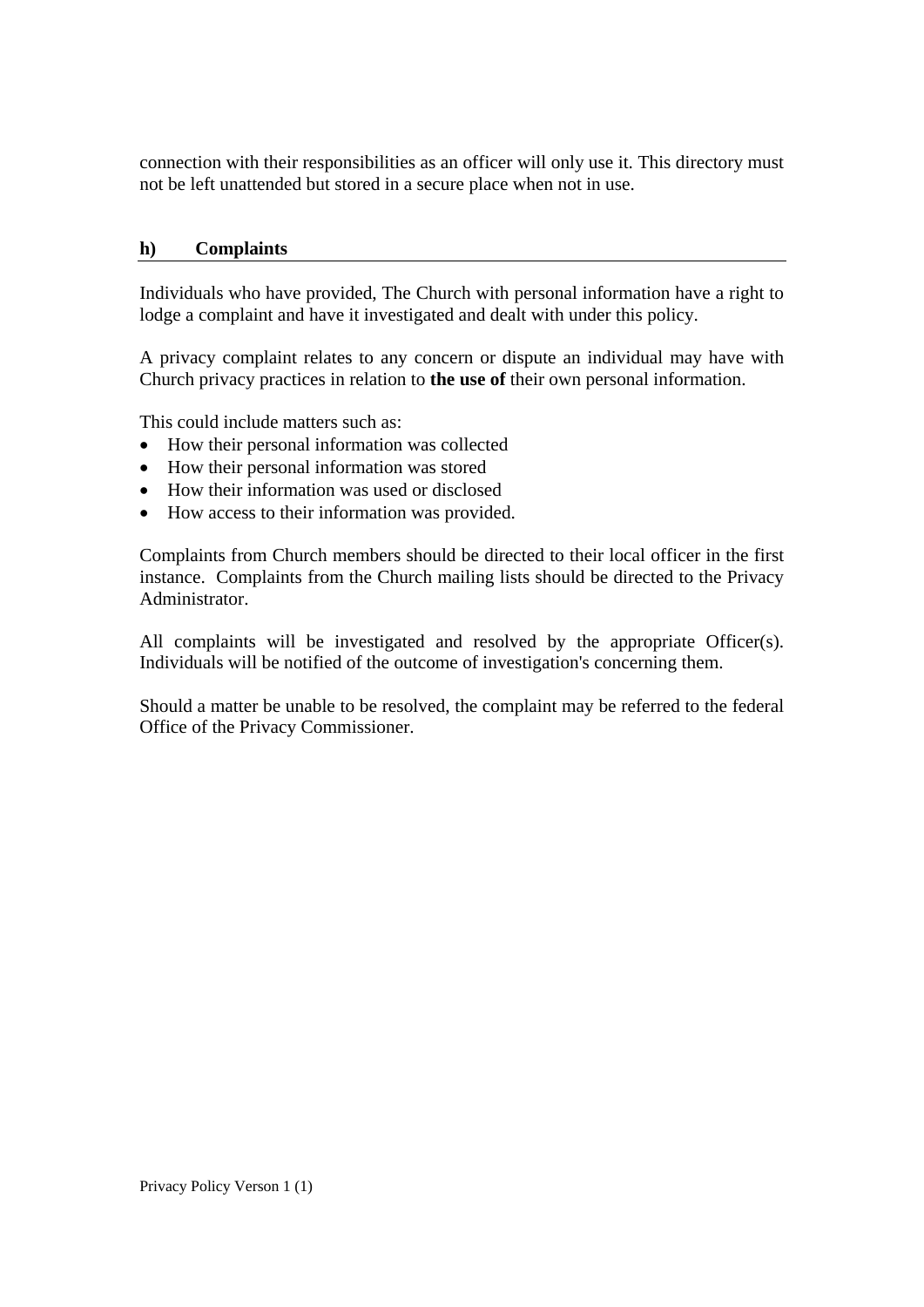connection with their responsibilities as an officer will only use it. This directory must not be left unattended but stored in a secure place when not in use.

### h) Complaints

Individuals who have provided, The Church with personal information have a right to lodge a complaint and have it investigated and dealt with under this policy.

A privacy complaint relates to any concern or dispute an individual may have with Church privacy practices in relation to **the use of** their own personal information.

This could include matters such as:

- How their personal information was collected
- How their personal information was stored
- How their information was used or disclosed
- How access to their information was provided.

Complaints from Church members should be directed to their local officer in the first instance. Complaints from the Church mailing lists should be directed to the Privacy Administrator.

All complaints will be investigated and resolved by the appropriate Officer(s). Individuals will be notified of the outcome of investigation's concerning them.

Should a matter be unable to be resolved, the complaint may be referred to the federal Office of the Privacy Commissioner.